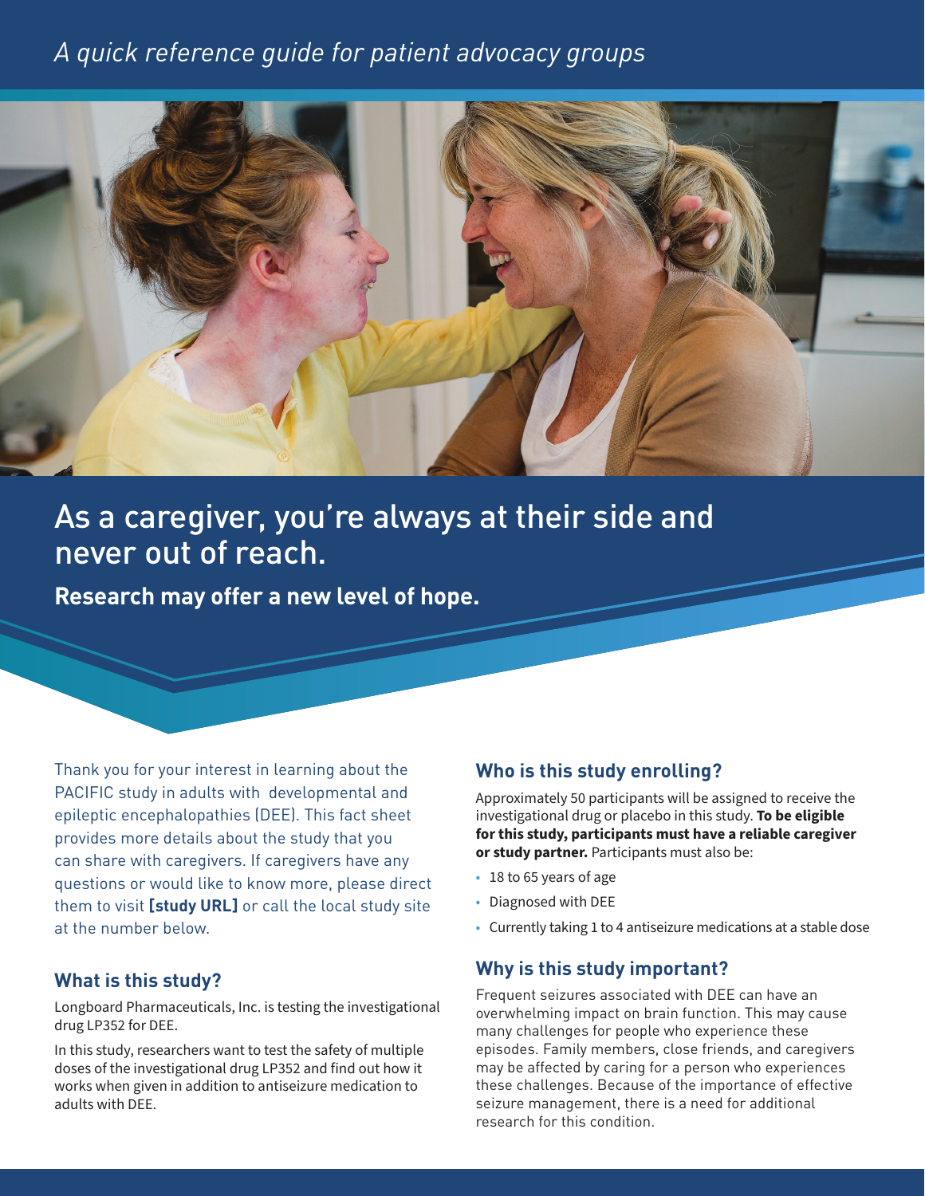*A quick reference guide for patient advocacy groups*

# As a caregiver, you're always at their side and never out of reach.

**Research may offer a new level of hope.**

Thank you for your interest in learning about the PACIFIC study in adults with developmental and epileptic encephalopathies (DEE). This fact sheet provides more details about the study that you can share with caregivers. If caregivers have any questions or would like to know more, please direct them to visit **[study URL]** or call the local study site at the number below.

## What is this study?

Longboard Pharmaceuticals, Inc. is testing the investigational drug LP352 for DEE.

In this study, researchers want to test the safety of multiple doses of the investigational drug LP352 and find out how it works when given in addition to antiseizure medication to adults with DEE.

## Who is this study enrolling?

Approximately 50 participants will be assigned to receive the investigational drug or placebo in this study. **To be eligible for this study, participants must have a reliable caregiver or study partner.** Participants must also be:

- 18 to 65 years of age
- Diagnosed with DEE
- Currently taking 1 to 4 antiseizure medications at a stable dose

## Why is this study important?

Frequent seizures associated with DEE can have an overwhelming impact on brain function. This may cause many challenges for people who experience these episodes. Family members, close friends, and caregivers may be affected by caring for a person who experiences these challenges. Because of the importance of effective seizure management, there is a need for additional research for this condition.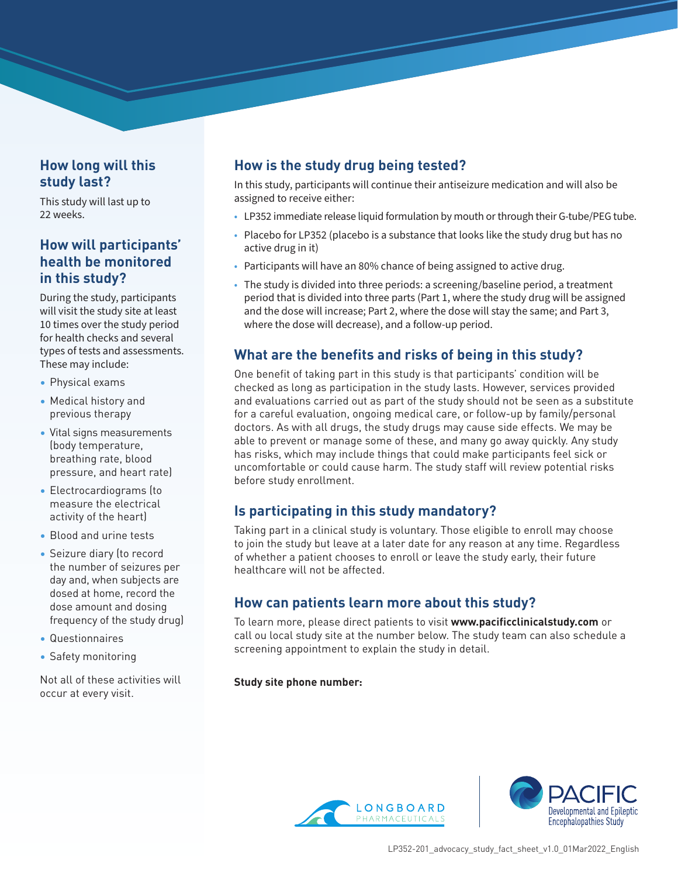## How long will this study last?

This study will last up to 22 weeks.

## How will participants' health be monitored in this study?

During the study, participants will visit the study site at least 10 times over the study period for health checks and several types of tests and assessments. These may include:

- Physical exams
- Medical history and previous therapy
- Vital signs measurements (body temperature, breathing rate, blood pressure, and heart rate)
- Electrocardiograms (to measure the electrical activity of the heart)
- Blood and urine tests
- Seizure diary (to record the number of seizures per day and, when subjects are dosed at home, record the dose amount and dosing frequency of the study drug)
- Questionnaires
- Safety monitoring

Not all of these activities will occur at every visit.

## How is the study drug being tested?

In this study, participants will continue their antiseizure medication and will also be assigned to receive either:

- LP352 immediate release liquid formulation by mouth or through their G-tube/PEG tube.
- Placebo for LP352 (placebo is a substance that looks like the study drug but has no active drug in it)
- Participants will have an 80% chance of being assigned to active drug.
- The study is divided into three periods: a screening/baseline period, a treatment period that is divided into three parts (Part 1, where the study drug will be assigned and the dose will increase; Part 2, where the dose will stay the same; and Part 3, where the dose will decrease), and a follow-up period.

## What are the benefits and risks of being in this study?

One benefit of taking part in this study is that participants' condition will be checked as long as participation in the study lasts. However, services provided and evaluations carried out as part of the study should not be seen as a substitute for a careful evaluation, ongoing medical care, or follow-up by family/personal doctors. As with all drugs, the study drugs may cause side effects. We may be able to prevent or manage some of these, and many go away quickly. Any study has risks, which may include things that could make participants feel sick or uncomfortable or could cause harm. The study staff will review potential risks before study enrollment.

## Is participating in this study mandatory?

Taking part in a clinical study is voluntary. Those eligible to enroll may choose to join the study but leave at a later date for any reason at any time. Regardless of whether a patient chooses to enroll or leave the study early, their future healthcare will not be affected.

## How can patients learn more about this study?

To learn more, please direct patients to visit **www.pacificclinicalstudy.com** or call ou local study site at the number below. The study team can also schedule a screening appointment to explain the study in detail.

**Study site phone number:**

LONGBOARD PHARMACEUTICALS

PACIFIC Developmental and Epileptic Encephalopathies Study

LP352-201_advocacy_study_fact_sheet_v1.0_01Mar2022_English